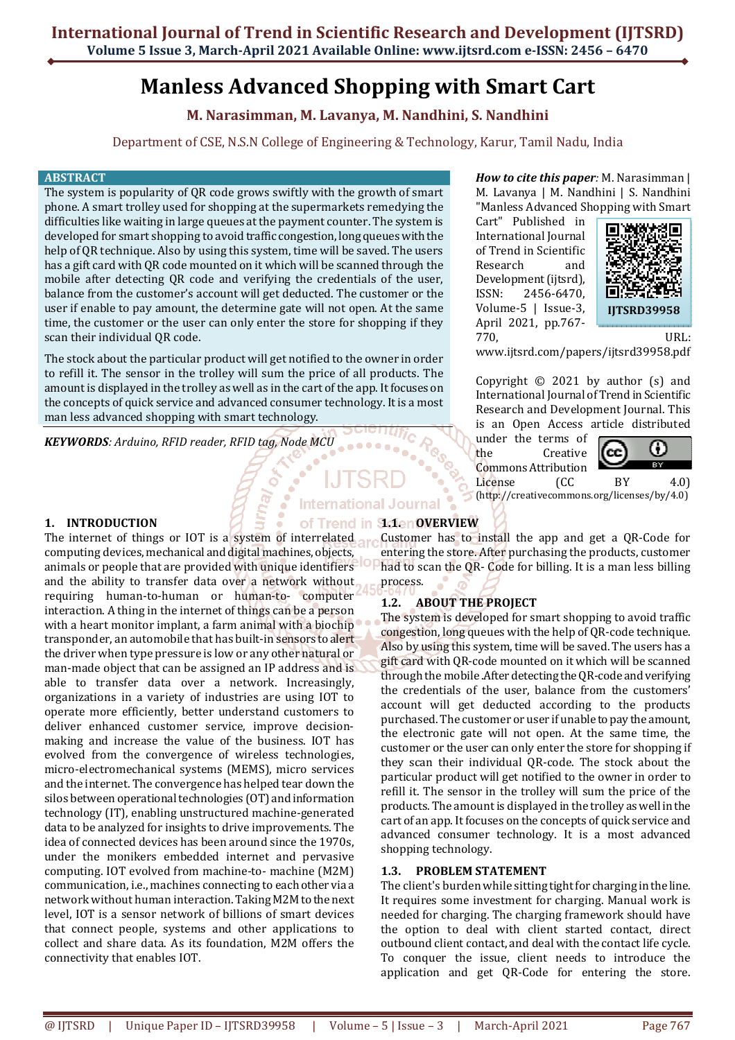# Manless Advanced Shopping with Smart Cart

**M. Narasimman, M. Lavanya, M. Nandhini, S. Nandhini**

Department of CSE, N.S.N College of Engineering & Technology, Karur, Tamil Nadu, India

## ABSTRACT

The system is popularity of QR code grows swiftly with the growth of smart phone. A smart trolley used for shopping at the supermarkets remedying the difficulties like waiting in large queues at the payment counter. The system is developed for smart shopping to avoid traffic congestion, long queues with the help of QR technique. Also by using this system, time will be saved. The users has a gift card with QR code mounted on it which will be scanned through the mobile after detecting QR code and verifying the credentials of the user, balance from the customer's account will get deducted. The customer or the user if enable to pay amount, the determine gate will not open. At the same time, the customer or the user can only enter the store for shopping if they scan their individual QR code.

The stock about the particular product will get notified to the owner in order to refill it. The sensor in the trolley will sum the price of all products. The amount is displayed in the trolley as well as in the cart of the app. It focuses on the concepts of quick service and advanced consumer technology. It is a most man less advanced shopping with smart technology.

***KEYWORDS**: Arduino, RFID reader, RFID tag, Node MCU*

***How to cite this paper**:* M. Narasimman | M. Lavanya | M. Nandhini | S. Nandhini "Manless Advanced Shopping with Smart Cart" Published in International Journal of Trend in Scientific Research and Development (ijtsrd), ISSN: 2456-6470, Volume-5 | Issue-3, April 2021, pp.767-770, URL: www.ijtsrd.com/papers/ijtsrd39958.pdf

IJTSRD39958

Copyright © 2021 by author (s) and International Journal of Trend in Scientific Research and Development Journal. This is an Open Access article distributed under the terms of the Creative Commons Attribution License (CC BY 4.0) (http://creativecommons.org/licenses/by/4.0)

## 1. INTRODUCTION

The internet of things or IOT is a system of interrelated computing devices, mechanical and digital machines, objects, animals or people that are provided with unique identifiers and the ability to transfer data over a network without requiring human-to-human or human-to- computer interaction. A thing in the internet of things can be a person with a heart monitor implant, a farm animal with a biochip transponder, an automobile that has built-in sensors to alert the driver when type pressure is low or any other natural or man-made object that can be assigned an IP address and is able to transfer data over a network. Increasingly, organizations in a variety of industries are using IOT to operate more efficiently, better understand customers to deliver enhanced customer service, improve decision-making and increase the value of the business. IOT has evolved from the convergence of wireless technologies, micro-electromechanical systems (MEMS), micro services and the internet. The convergence has helped tear down the silos between operational technologies (OT) and information technology (IT), enabling unstructured machine-generated data to be analyzed for insights to drive improvements. The idea of connected devices has been around since the 1970s, under the monikers embedded internet and pervasive computing. IOT evolved from machine-to- machine (M2M) communication, i.e., machines connecting to each other via a network without human interaction. Taking M2M to the next level, IOT is a sensor network of billions of smart devices that connect people, systems and other applications to collect and share data. As its foundation, M2M offers the connectivity that enables IOT.

### 1.1. OVERVIEW

Customer has to install the app and get a QR-Code for entering the store. After purchasing the products, customer had to scan the QR- Code for billing. It is a man less billing process.

### 1.2. ABOUT THE PROJECT

The system is developed for smart shopping to avoid traffic congestion, long queues with the help of QR-code technique. Also by using this system, time will be saved. The users has a gift card with QR-code mounted on it which will be scanned through the mobile .After detecting the QR-code and verifying the credentials of the user, balance from the customers' account will get deducted according to the products purchased. The customer or user if unable to pay the amount, the electronic gate will not open. At the same time, the customer or the user can only enter the store for shopping if they scan their individual QR-code. The stock about the particular product will get notified to the owner in order to refill it. The sensor in the trolley will sum the price of the products. The amount is displayed in the trolley as well in the cart of an app. It focuses on the concepts of quick service and advanced consumer technology. It is a most advanced shopping technology.

### 1.3. PROBLEM STATEMENT

The client's burden while sitting tight for charging in the line. It requires some investment for charging. Manual work is needed for charging. The charging framework should have the option to deal with client started contact, direct outbound client contact, and deal with the contact life cycle. To conquer the issue, client needs to introduce the application and get QR-Code for entering the store.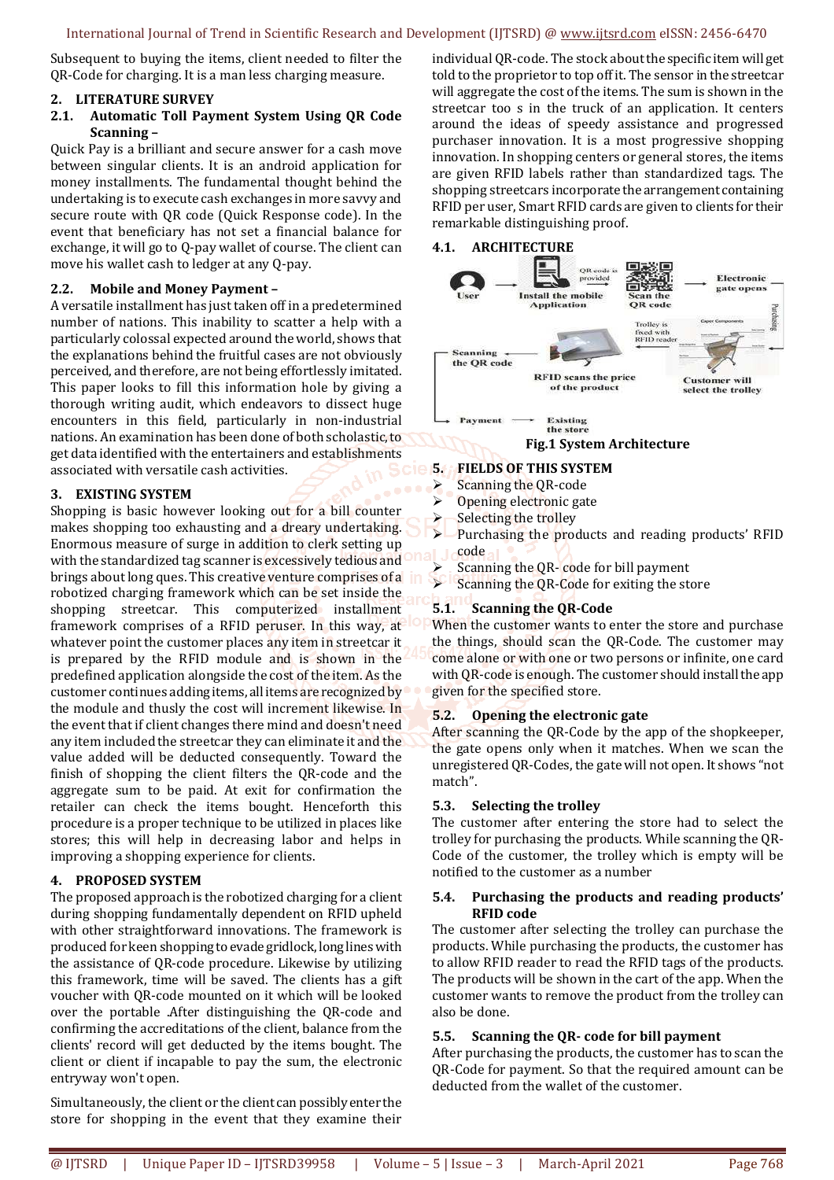Subsequent to buying the items, client needed to filter the QR-Code for charging. It is a man less charging measure.

## 2. LITERATURE SURVEY

### 2.1. Automatic Toll Payment System Using QR Code Scanning –

Quick Pay is a brilliant and secure answer for a cash move between singular clients. It is an android application for money installments. The fundamental thought behind the undertaking is to execute cash exchanges in more savvy and secure route with QR code (Quick Response code). In the event that beneficiary has not set a financial balance for exchange, it will go to Q-pay wallet of course. The client can move his wallet cash to ledger at any Q-pay.

### 2.2. Mobile and Money Payment –

A versatile installment has just taken off in a predetermined number of nations. This inability to scatter a help with a particularly colossal expected around the world, shows that the explanations behind the fruitful cases are not obviously perceived, and therefore, are not being effortlessly imitated. This paper looks to fill this information hole by giving a thorough writing audit, which endeavors to dissect huge encounters in this field, particularly in non-industrial nations. An examination has been done of both scholastic, to get data identified with the entertainers and establishments associated with versatile cash activities.

## 3. EXISTING SYSTEM

Shopping is basic however looking out for a bill counter makes shopping too exhausting and a dreary undertaking. Enormous measure of surge in addition to clerk setting up with the standardized tag scanner is excessively tedious and brings about long ques. This creative venture comprises of a robotized charging framework which can be set inside the shopping streetcar. This computerized installment framework comprises of a RFID peruser. In this way, at whatever point the customer places any item in streetcar it is prepared by the RFID module and is shown in the predefined application alongside the cost of the item. As the customer continues adding items, all items are recognized by the module and thusly the cost will increment likewise. In the event that if client changes there mind and doesn't need any item included the streetcar they can eliminate it and the value added will be deducted consequently. Toward the finish of shopping the client filters the QR-code and the aggregate sum to be paid. At exit for confirmation the retailer can check the items bought. Henceforth this procedure is a proper technique to be utilized in places like stores; this will help in decreasing labor and helps in improving a shopping experience for clients.

## 4. PROPOSED SYSTEM

The proposed approach is the robotized charging for a client during shopping fundamentally dependent on RFID upheld with other straightforward innovations. The framework is produced for keen shopping to evade gridlock, long lines with the assistance of QR-code procedure. Likewise by utilizing this framework, time will be saved. The clients has a gift voucher with QR-code mounted on it which will be looked over the portable .After distinguishing the QR-code and confirming the accreditations of the client, balance from the clients' record will get deducted by the items bought. The client or client if incapable to pay the sum, the electronic entryway won't open.

Simultaneously, the client or the client can possibly enter the store for shopping in the event that they examine their individual QR-code. The stock about the specific item will get told to the proprietor to top off it. The sensor in the streetcar will aggregate the cost of the items. The sum is shown in the streetcar too s in the truck of an application. It centers around the ideas of speedy assistance and progressed purchaser innovation. It is a most progressive shopping innovation. In shopping centers or general stores, the items are given RFID labels rather than standardized tags. The shopping streetcars incorporate the arrangement containing RFID per user, Smart RFID cards are given to clients for their remarkable distinguishing proof.

### 4.1. ARCHITECTURE

Fig.1 System Architecture

## 5. FIELDS OF THIS SYSTEM

- Scanning the QR-code
- Opening electronic gate
- Selecting the trolley
- Purchasing the products and reading products' RFID code
- Scanning the QR- code for bill payment
- Scanning the QR-Code for exiting the store

### 5.1. Scanning the QR-Code

When the customer wants to enter the store and purchase the things, should scan the QR-Code. The customer may come alone or with one or two persons or infinite, one card with QR-code is enough. The customer should install the app given for the specified store.

### 5.2. Opening the electronic gate

After scanning the QR-Code by the app of the shopkeeper, the gate opens only when it matches. When we scan the unregistered QR-Codes, the gate will not open. It shows "not match".

### 5.3. Selecting the trolley

The customer after entering the store had to select the trolley for purchasing the products. While scanning the QR-Code of the customer, the trolley which is empty will be notified to the customer as a number

### 5.4. Purchasing the products and reading products' RFID code

The customer after selecting the trolley can purchase the products. While purchasing the products, the customer has to allow RFID reader to read the RFID tags of the products. The products will be shown in the cart of the app. When the customer wants to remove the product from the trolley can also be done.

### 5.5. Scanning the QR- code for bill payment

After purchasing the products, the customer has to scan the QR-Code for payment. So that the required amount can be deducted from the wallet of the customer.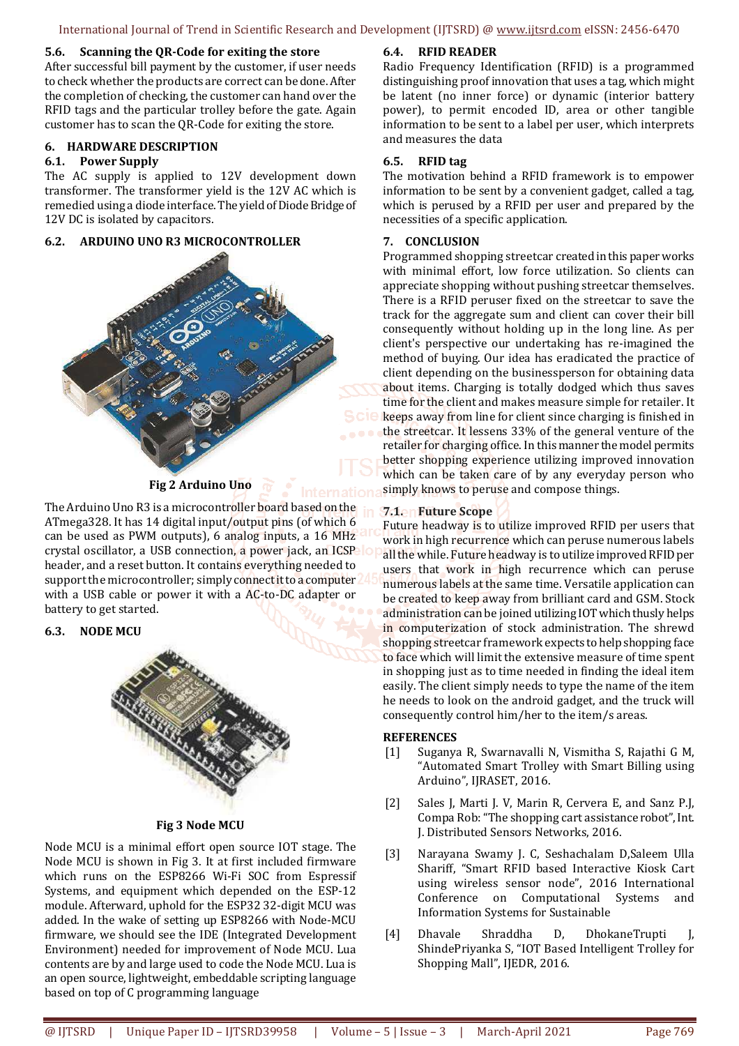### 5.6. Scanning the QR-Code for exiting the store

After successful bill payment by the customer, if user needs to check whether the products are correct can be done. After the completion of checking, the customer can hand over the RFID tags and the particular trolley before the gate. Again customer has to scan the QR-Code for exiting the store.

## 6. HARDWARE DESCRIPTION

### 6.1. Power Supply

The AC supply is applied to 12V development down transformer. The transformer yield is the 12V AC which is remedied using a diode interface. The yield of Diode Bridge of 12V DC is isolated by capacitors.

### 6.2. ARDUINO UNO R3 MICROCONTROLLER

Fig 2 Arduino Uno

The Arduino Uno R3 is a microcontroller board based on the ATmega328. It has 14 digital input/output pins (of which 6 can be used as PWM outputs), 6 analog inputs, a 16 MHz crystal oscillator, a USB connection, a power jack, an ICSP header, and a reset button. It contains everything needed to support the microcontroller; simply connect it to a computer with a USB cable or power it with a AC-to-DC adapter or battery to get started.

### 6.3. NODE MCU

Fig 3 Node MCU

Node MCU is a minimal effort open source IOT stage. The Node MCU is shown in Fig 3. It at first included firmware which runs on the ESP8266 Wi-Fi SOC from Espressif Systems, and equipment which depended on the ESP-12 module. Afterward, uphold for the ESP32 32-digit MCU was added. In the wake of setting up ESP8266 with Node-MCU firmware, we should see the IDE (Integrated Development Environment) needed for improvement of Node MCU. Lua contents are by and large used to code the Node MCU. Lua is an open source, lightweight, embeddable scripting language based on top of C programming language

### 6.4. RFID READER

Radio Frequency Identification (RFID) is a programmed distinguishing proof innovation that uses a tag, which might be latent (no inner force) or dynamic (interior battery power), to permit encoded ID, area or other tangible information to be sent to a label per user, which interprets and measures the data

### 6.5. RFID tag

The motivation behind a RFID framework is to empower information to be sent by a convenient gadget, called a tag, which is perused by a RFID per user and prepared by the necessities of a specific application.

## 7. CONCLUSION

Programmed shopping streetcar created in this paper works with minimal effort, low force utilization. So clients can appreciate shopping without pushing streetcar themselves. There is a RFID peruser fixed on the streetcar to save the track for the aggregate sum and client can cover their bill consequently without holding up in the long line. As per client's perspective our undertaking has re-imagined the method of buying. Our idea has eradicated the practice of client depending on the businessperson for obtaining data about items. Charging is totally dodged which thus saves time for the client and makes measure simple for retailer. It keeps away from line for client since charging is finished in the streetcar. It lessens 33% of the general venture of the retailer for charging office. In this manner the model permits better shopping experience utilizing improved innovation which can be taken care of by any everyday person who simply knows to peruse and compose things.

### 7.1. Future Scope

Future headway is to utilize improved RFID per users that work in high recurrence which can peruse numerous labels all the while. Future headway is to utilize improved RFID per users that work in high recurrence which can peruse numerous labels at the same time. Versatile application can be created to keep away from brilliant card and GSM. Stock administration can be joined utilizing IOT which thusly helps in computerization of stock administration. The shrewd shopping streetcar framework expects to help shopping face to face which will limit the extensive measure of time spent in shopping just as to time needed in finding the ideal item easily. The client simply needs to type the name of the item he needs to look on the android gadget, and the truck will consequently control him/her to the item/s areas.

## REFERENCES

[1] Suganya R, Swarnavalli N, Vismitha S, Rajathi G M, "Automated Smart Trolley with Smart Billing using Arduino", IJRASET, 2016.

[2] Sales J, Marti J. V, Marin R, Cervera E, and Sanz P.J, Compa Rob: "The shopping cart assistance robot", Int. J. Distributed Sensors Networks, 2016.

[3] Narayana Swamy J. C, Seshachalam D,Saleem Ulla Shariff, "Smart RFID based Interactive Kiosk Cart using wireless sensor node", 2016 International Conference on Computational Systems and Information Systems for Sustainable

[4] Dhavale Shraddha D, DhokaneTrupti J, ShindePriyanka S, "IOT Based Intelligent Trolley for Shopping Mall", IJEDR, 2016.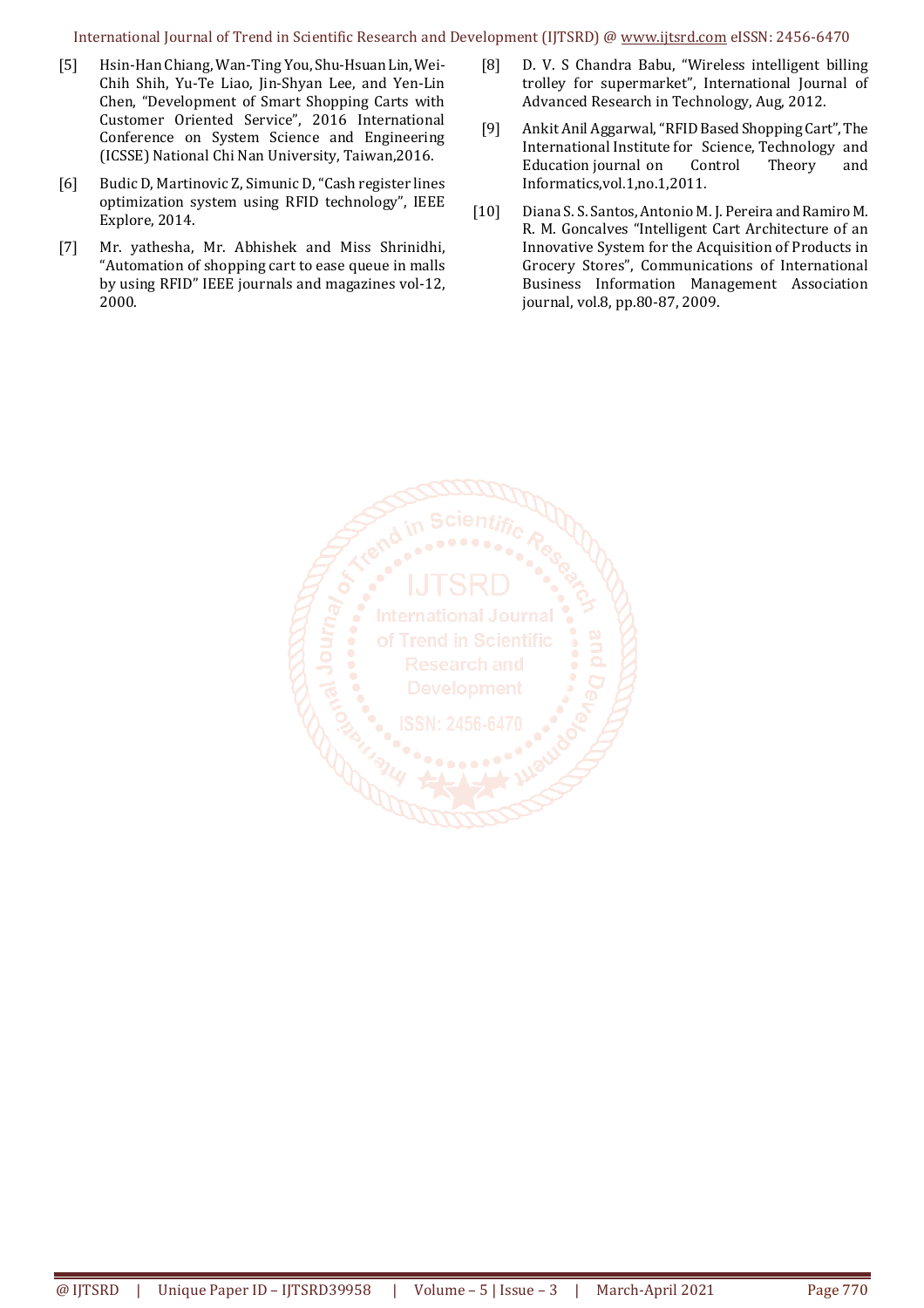[5] Hsin-Han Chiang, Wan-Ting You, Shu-Hsuan Lin, Wei-Chih Shih, Yu-Te Liao, Jin-Shyan Lee, and Yen-Lin Chen, "Development of Smart Shopping Carts with Customer Oriented Service", 2016 International Conference on System Science and Engineering (ICSSE) National Chi Nan University, Taiwan,2016.

[6] Budic D, Martinovic Z, Simunic D, "Cash register lines optimization system using RFID technology", IEEE Explore, 2014.

[7] Mr. yathesha, Mr. Abhishek and Miss Shrinidhi, "Automation of shopping cart to ease queue in malls by using RFID" IEEE journals and magazines vol-12, 2000.

[8] D. V. S Chandra Babu, "Wireless intelligent billing trolley for supermarket", International Journal of Advanced Research in Technology, Aug, 2012.

[9] Ankit Anil Aggarwal, "RFID Based Shopping Cart", The International Institute for Science, Technology and Education journal on Control Theory and Informatics,vol.1,no.1,2011.

[10] Diana S. S. Santos, Antonio M. J. Pereira and Ramiro M. R. M. Goncalves "Intelligent Cart Architecture of an Innovative System for the Acquisition of Products in Grocery Stores", Communications of International Business Information Management Association journal, vol.8, pp.80-87, 2009.